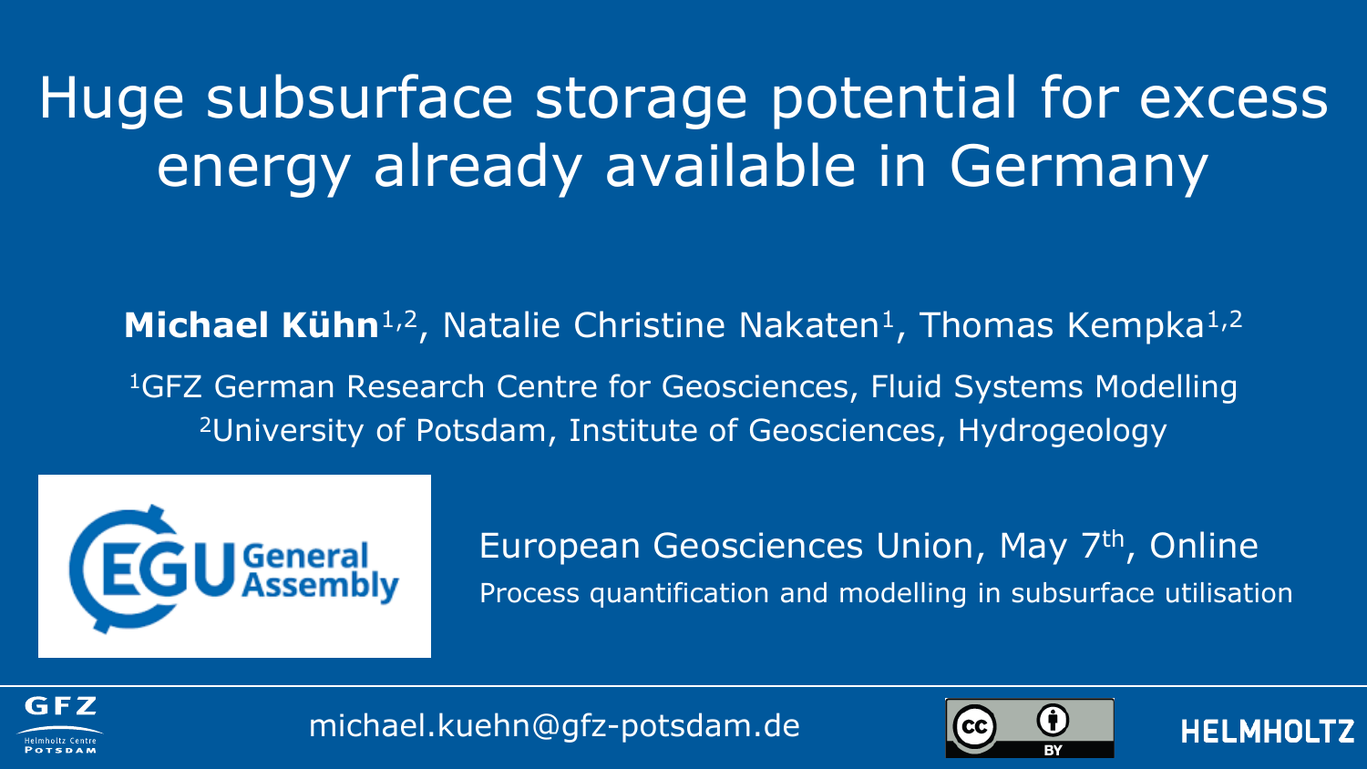# Huge subsurface storage potential for excess energy already available in Germany

**Michael Kühn**[1,2], Natalie Christine Nakaten[1], Thomas Kempka[1,2]

[1]GFZ German Research Centre for Geosciences, Fluid Systems Modelling

[2]University of Potsdam, Institute of Geosciences, Hydrogeology

EGU General Assembly

European Geosciences Union, May 7th, Online

Process quantification and modelling in subsurface utilisation

michael.kuehn@gfz-potsdam.de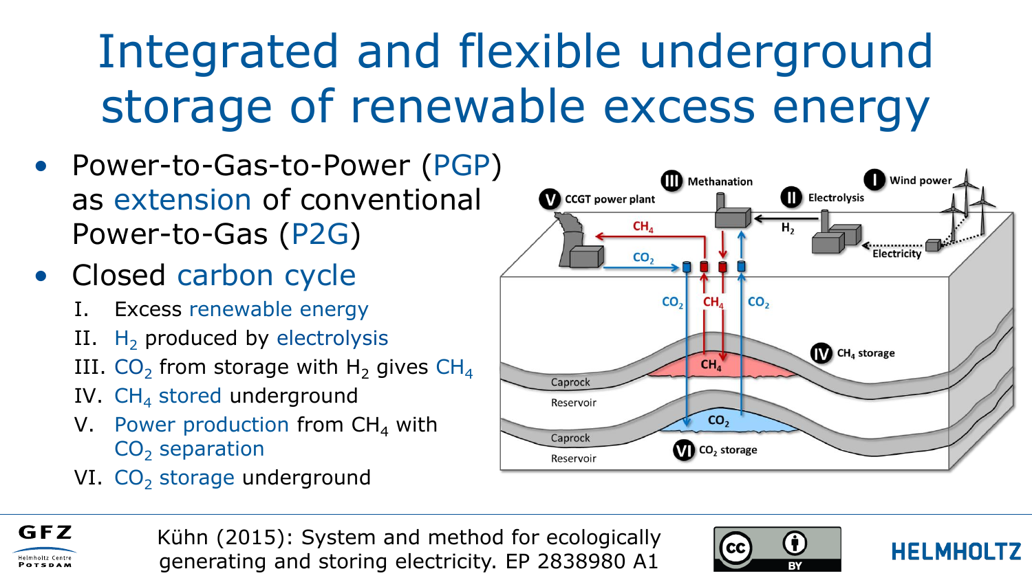# Integrated and flexible underground storage of renewable excess energy

- Power-to-Gas-to-Power (PGP) as extension of conventional Power-to-Gas (P2G)
- Closed carbon cycle
  - I. Excess renewable energy
  - II. $H_2$ produced by electrolysis
  - III. $CO_2$ from storage with $H_2$ gives $CH_4$
  - IV. $CH_4$ stored underground
  - V. Power production from $CH_4$ with $CO_2$ separation
  - VI. $CO_2$ storage underground

Kühn (2015): System and method for ecologically generating and storing electricity. EP 2838980 A1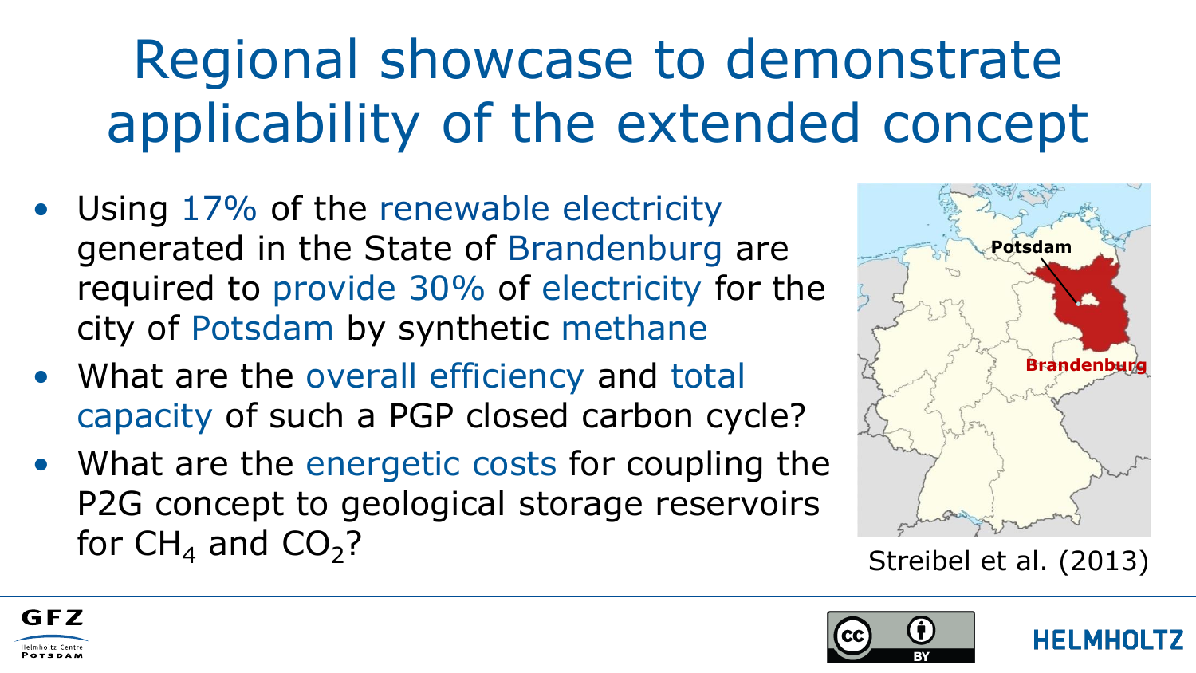# Regional showcase to demonstrate applicability of the extended concept

- Using 17% of the renewable electricity generated in the State of Brandenburg are required to provide 30% of electricity for the city of Potsdam by synthetic methane
- What are the overall efficiency and total capacity of such a PGP closed carbon cycle?
- What are the energetic costs for coupling the P2G concept to geological storage reservoirs for $CH_4$ and $CO_2$?

Potsdam

Brandenburg

Streibel et al. (2013)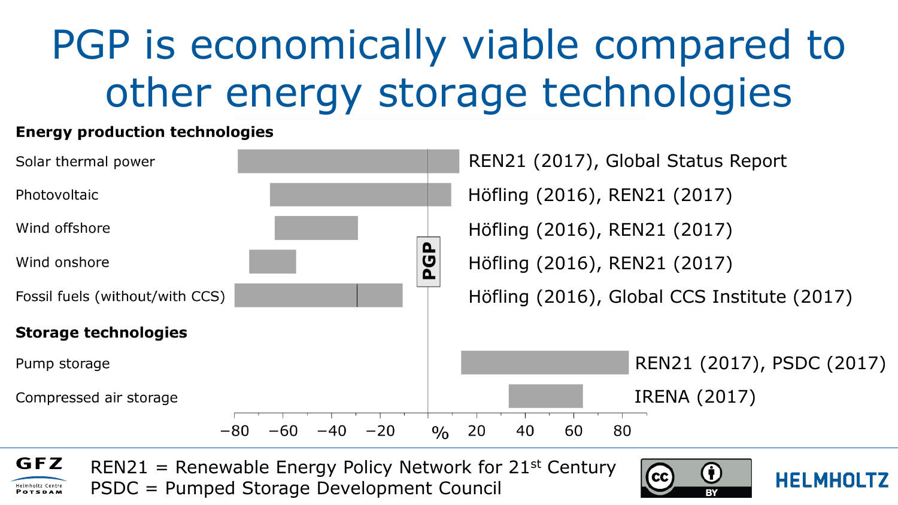# PGP is economically viable compared to other energy storage technologies

**Energy production technologies**

| Technology | Source |
| --- | --- |
| Solar thermal power | REN21 (2017), Global Status Report |
| Photovoltaic | Höfling (2016), REN21 (2017) |
| Wind offshore | Höfling (2016), REN21 (2017) |
| Wind onshore | Höfling (2016), REN21 (2017) |
| Fossil fuels (without/with CCS) | Höfling (2016), Global CCS Institute (2017) |

**Storage technologies**

| Technology | Source |
| --- | --- |
| Pump storage | REN21 (2017), PSDC (2017) |
| Compressed air storage | IRENA (2017) |

PGP

−80 −60 −40 −20 % 20 40 60 80

REN21 = Renewable Energy Policy Network for 21st Century
PSDC = Pumped Storage Development Council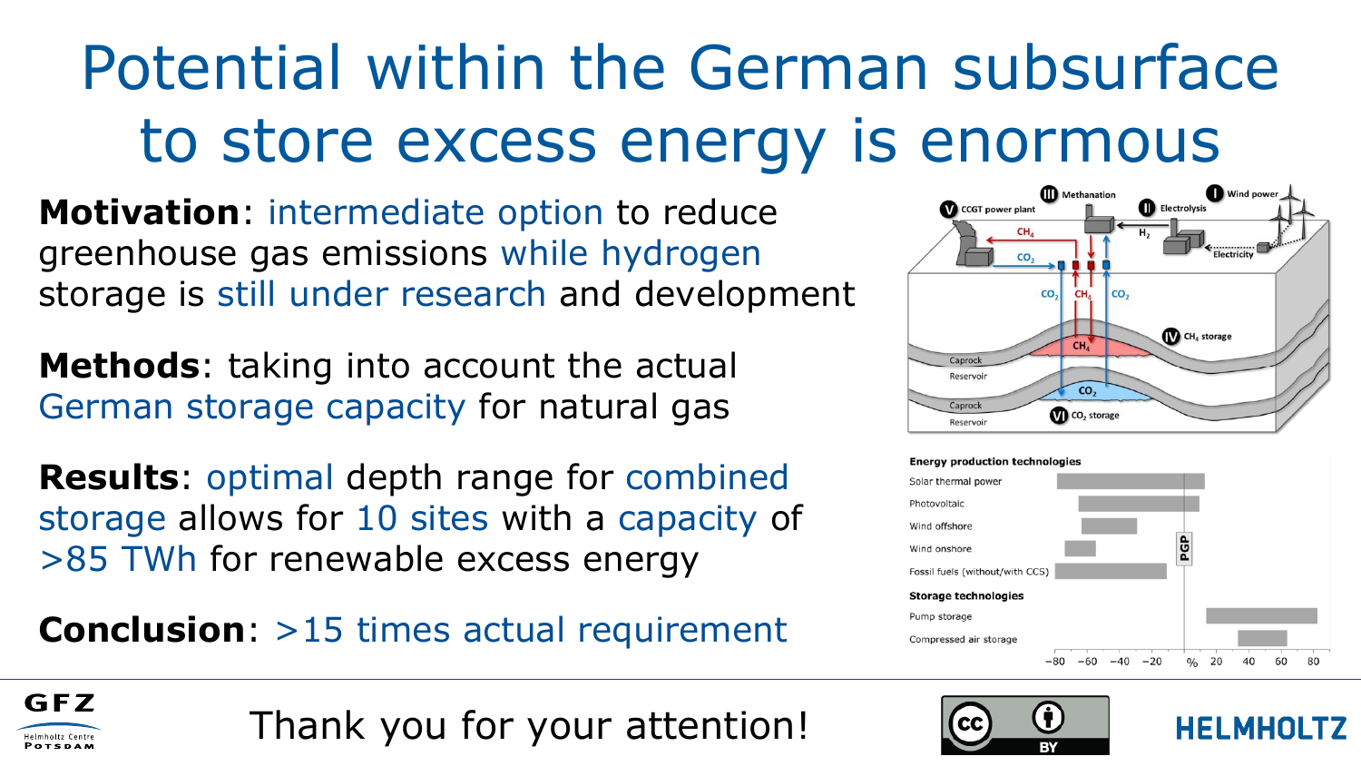# Potential within the German subsurface to store excess energy is enormous

**Motivation**: intermediate option to reduce greenhouse gas emissions while hydrogen storage is still under research and development

**Methods**: taking into account the actual German storage capacity for natural gas

**Results**: optimal depth range for combined storage allows for 10 sites with a capacity of >85 TWh for renewable excess energy

**Conclusion**: >15 times actual requirement

I Wind power
II Electrolysis
III Methanation
IV $CH_4$ storage
V CCGT power plant
VI $CO_2$ storage

$H_2$
Electricity
$CH_4$
$CO_2$
Caprock
Reservoir

Energy production technologies
Solar thermal power
Photovoltaic
Wind offshore
Wind onshore
Fossil fuels (without/with CCS)
Storage technologies
Pump storage
Compressed air storage
PGP
−80 −60 −40 −20 % 20 40 60 80

Thank you for your attention!